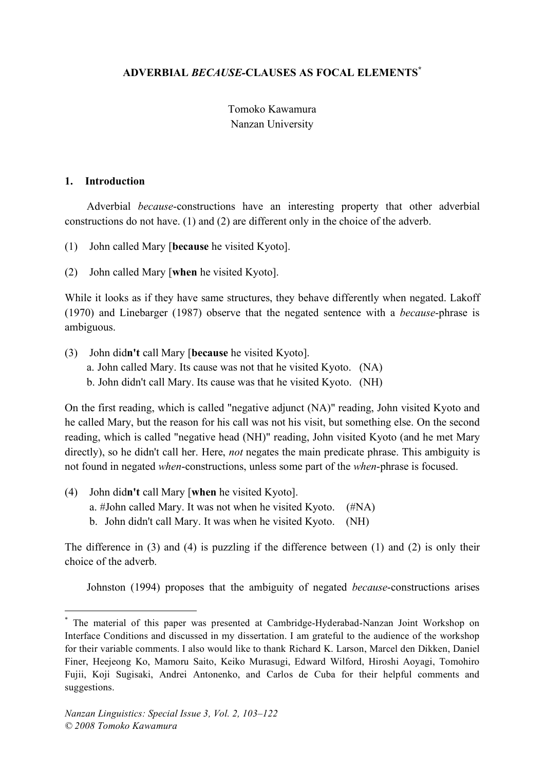# ADVERBIAL *BECAUSE*-CLAUSES AS FOCAL ELEMENTS[*]

Tomoko Kawamura
Nanzan University

## 1. Introduction

Adverbial *because*-constructions have an interesting property that other adverbial constructions do not have. (1) and (2) are different only in the choice of the adverb.

(1) John called Mary [**because** he visited Kyoto].

(2) John called Mary [**when** he visited Kyoto].

While it looks as if they have same structures, they behave differently when negated. Lakoff (1970) and Linebarger (1987) observe that the negated sentence with a *because*-phrase is ambiguous.

(3) John did**n't** call Mary [**because** he visited Kyoto].
  a. John called Mary. Its cause was not that he visited Kyoto. (NA)
  b. John didn't call Mary. Its cause was that he visited Kyoto. (NH)

On the first reading, which is called "negative adjunct (NA)" reading, John visited Kyoto and he called Mary, but the reason for his call was not his visit, but something else. On the second reading, which is called "negative head (NH)" reading, John visited Kyoto (and he met Mary directly), so he didn't call her. Here, *not* negates the main predicate phrase. This ambiguity is not found in negated *when*-constructions, unless some part of the *when*-phrase is focused.

(4) John did**n't** call Mary [**when** he visited Kyoto].
  a. #John called Mary. It was not when he visited Kyoto. (#NA)
  b. John didn't call Mary. It was when he visited Kyoto. (NH)

The difference in (3) and (4) is puzzling if the difference between (1) and (2) is only their choice of the adverb.

Johnston (1994) proposes that the ambiguity of negated *because*-constructions arises

---

[*] The material of this paper was presented at Cambridge-Hyderabad-Nanzan Joint Workshop on Interface Conditions and discussed in my dissertation. I am grateful to the audience of the workshop for their variable comments. I also would like to thank Richard K. Larson, Marcel den Dikken, Daniel Finer, Heejeong Ko, Mamoru Saito, Keiko Murasugi, Edward Wilford, Hiroshi Aoyagi, Tomohiro Fujii, Koji Sugisaki, Andrei Antonenko, and Carlos de Cuba for their helpful comments and suggestions.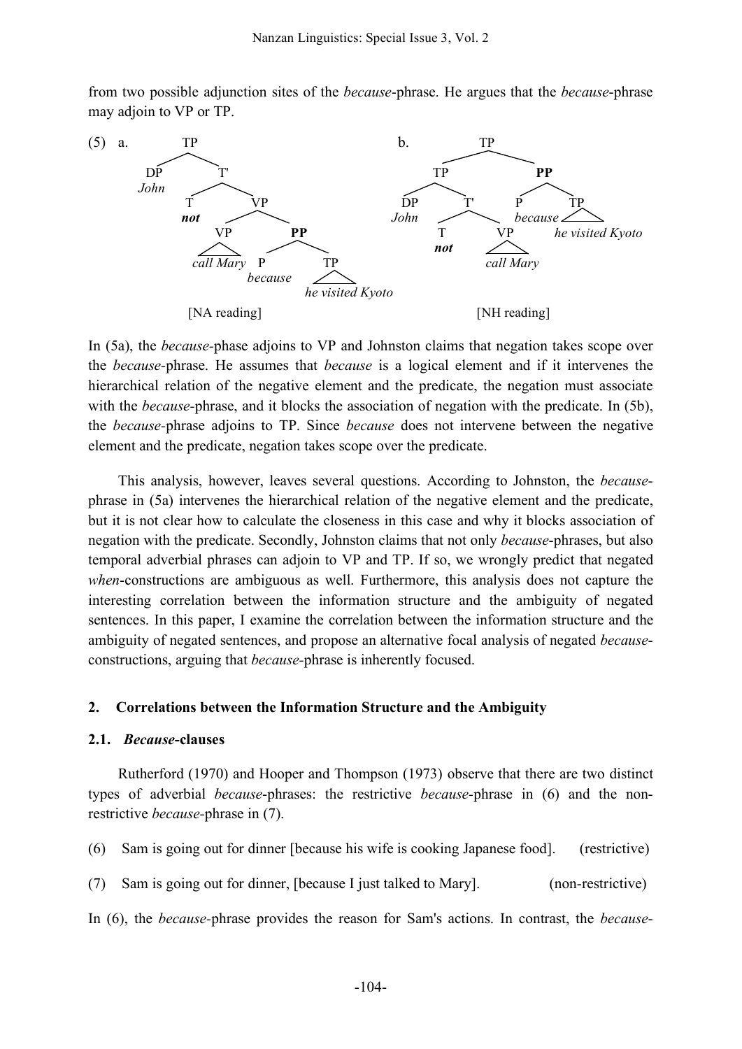from two possible adjunction sites of the *because*-phrase. He argues that the *because*-phrase may adjoin to VP or TP.

```
(5) a.          TP                                b.            TP
              /    \                                          /      \
            DP      T'                                      TP         PP
           John    /   \                                   /   \      /   \
                  T     VP                               DP     T'   P     TP
                 not   /   \                            John   /  \  because  he visited Kyoto
                     VP     PP                                T    VP
                 call Mary /  \                              not  call Mary
                          P    TP
                      because  he visited Kyoto

              [NA reading]                                   [NH reading]
```

In (5a), the *because*-phase adjoins to VP and Johnston claims that negation takes scope over the *because*-phrase. He assumes that *because* is a logical element and if it intervenes the hierarchical relation of the negative element and the predicate, the negation must associate with the *because*-phrase, and it blocks the association of negation with the predicate. In (5b), the *because*-phrase adjoins to TP. Since *because* does not intervene between the negative element and the predicate, negation takes scope over the predicate.

This analysis, however, leaves several questions. According to Johnston, the *because*-phrase in (5a) intervenes the hierarchical relation of the negative element and the predicate, but it is not clear how to calculate the closeness in this case and why it blocks association of negation with the predicate. Secondly, Johnston claims that not only *because*-phrases, but also temporal adverbial phrases can adjoin to VP and TP. If so, we wrongly predict that negated *when*-constructions are ambiguous as well. Furthermore, this analysis does not capture the interesting correlation between the information structure and the ambiguity of negated sentences. In this paper, I examine the correlation between the information structure and the ambiguity of negated sentences, and propose an alternative focal analysis of negated *because*-constructions, arguing that *because*-phrase is inherently focused.

## 2. Correlations between the Information Structure and the Ambiguity

### 2.1. *Because*-clauses

Rutherford (1970) and Hooper and Thompson (1973) observe that there are two distinct types of adverbial *because*-phrases: the restrictive *because*-phrase in (6) and the non-restrictive *because*-phrase in (7).

(6) Sam is going out for dinner [because his wife is cooking Japanese food]. (restrictive)

(7) Sam is going out for dinner, [because I just talked to Mary]. (non-restrictive)

In (6), the *because*-phrase provides the reason for Sam's actions. In contrast, the *because*-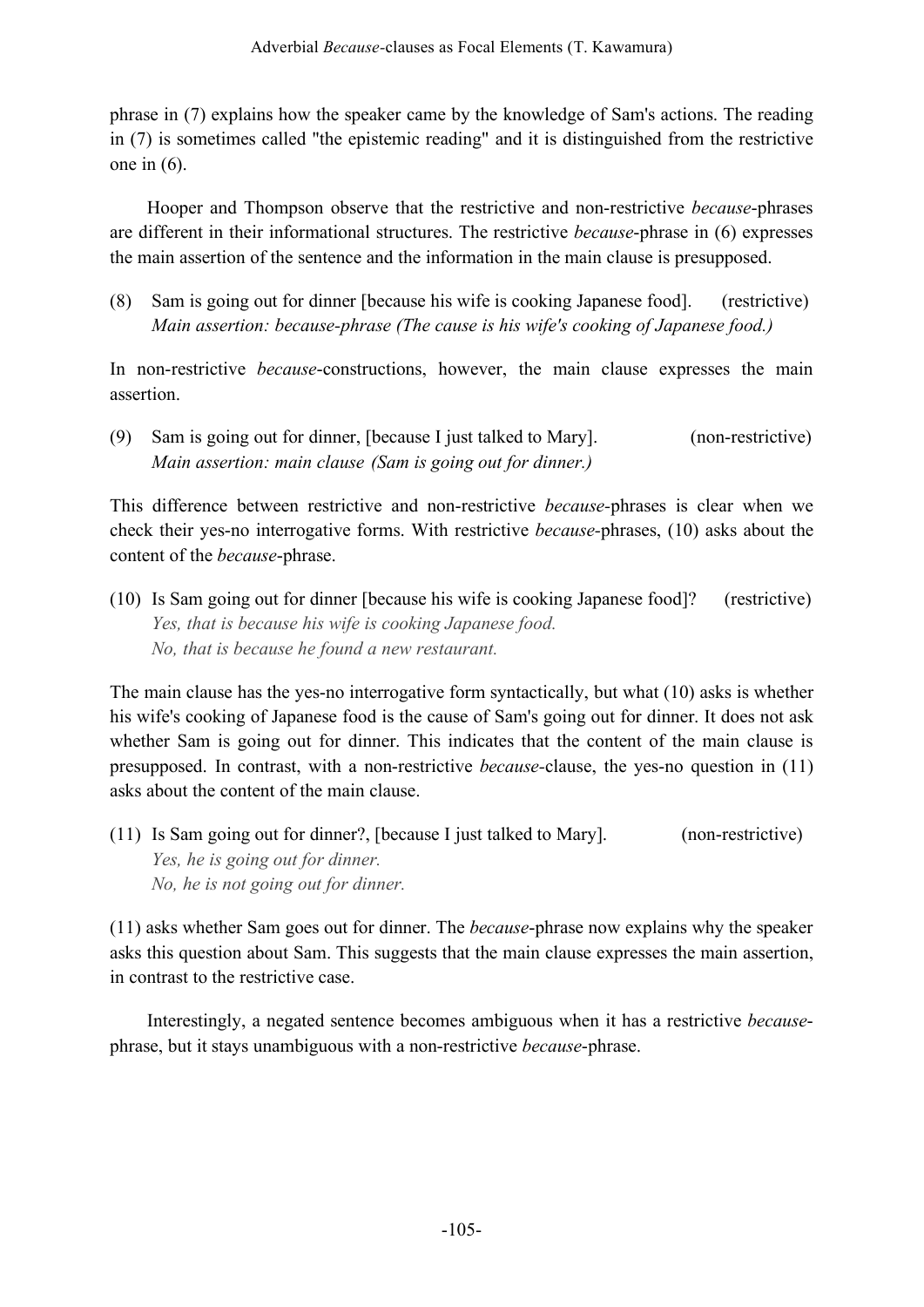phrase in (7) explains how the speaker came by the knowledge of Sam's actions. The reading in (7) is sometimes called "the epistemic reading" and it is distinguished from the restrictive one in (6).

Hooper and Thompson observe that the restrictive and non-restrictive *because*-phrases are different in their informational structures. The restrictive *because*-phrase in (6) expresses the main assertion of the sentence and the information in the main clause is presupposed.

(8) Sam is going out for dinner [because his wife is cooking Japanese food]. (restrictive)
*Main assertion: because-phrase (The cause is his wife's cooking of Japanese food.)*

In non-restrictive *because*-constructions, however, the main clause expresses the main assertion.

(9) Sam is going out for dinner, [because I just talked to Mary]. (non-restrictive)
*Main assertion: main clause (Sam is going out for dinner.)*

This difference between restrictive and non-restrictive *because*-phrases is clear when we check their yes-no interrogative forms. With restrictive *because*-phrases, (10) asks about the content of the *because*-phrase.

(10) Is Sam going out for dinner [because his wife is cooking Japanese food]? (restrictive)
*Yes, that is because his wife is cooking Japanese food.*
*No, that is because he found a new restaurant.*

The main clause has the yes-no interrogative form syntactically, but what (10) asks is whether his wife's cooking of Japanese food is the cause of Sam's going out for dinner. It does not ask whether Sam is going out for dinner. This indicates that the content of the main clause is presupposed. In contrast, with a non-restrictive *because*-clause, the yes-no question in (11) asks about the content of the main clause.

(11) Is Sam going out for dinner?, [because I just talked to Mary]. (non-restrictive)
*Yes, he is going out for dinner.*
*No, he is not going out for dinner.*

(11) asks whether Sam goes out for dinner. The *because*-phrase now explains why the speaker asks this question about Sam. This suggests that the main clause expresses the main assertion, in contrast to the restrictive case.

Interestingly, a negated sentence becomes ambiguous when it has a restrictive *because*-phrase, but it stays unambiguous with a non-restrictive *because*-phrase.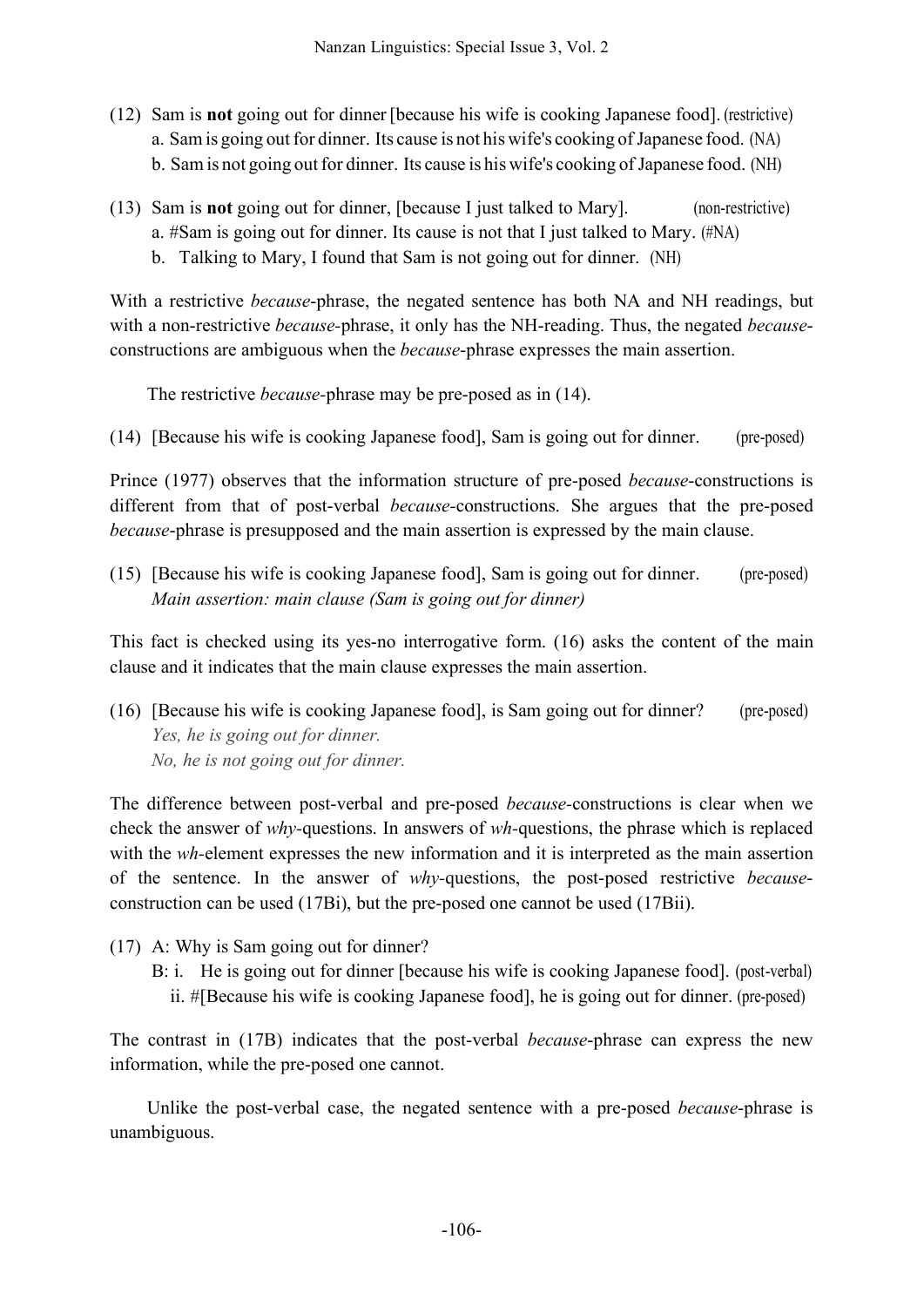(12) Sam is **not** going out for dinner [because his wife is cooking Japanese food]. (restrictive)
   a. Sam is going out for dinner. Its cause is not his wife's cooking of Japanese food. (NA)
   b. Sam is not going out for dinner. Its cause is his wife's cooking of Japanese food. (NH)

(13) Sam is **not** going out for dinner, [because I just talked to Mary]. (non-restrictive)
   a. #Sam is going out for dinner. Its cause is not that I just talked to Mary. (#NA)
   b. Talking to Mary, I found that Sam is not going out for dinner. (NH)

With a restrictive *because*-phrase, the negated sentence has both NA and NH readings, but with a non-restrictive *because*-phrase, it only has the NH-reading. Thus, the negated *because*-constructions are ambiguous when the *because*-phrase expresses the main assertion.

The restrictive *because*-phrase may be pre-posed as in (14).

(14) [Because his wife is cooking Japanese food], Sam is going out for dinner. (pre-posed)

Prince (1977) observes that the information structure of pre-posed *because*-constructions is different from that of post-verbal *because*-constructions. She argues that the pre-posed *because*-phrase is presupposed and the main assertion is expressed by the main clause.

(15) [Because his wife is cooking Japanese food], Sam is going out for dinner. (pre-posed)
   *Main assertion: main clause (Sam is going out for dinner)*

This fact is checked using its yes-no interrogative form. (16) asks the content of the main clause and it indicates that the main clause expresses the main assertion.

(16) [Because his wife is cooking Japanese food], is Sam going out for dinner? (pre-posed)
   *Yes, he is going out for dinner.*
   *No, he is not going out for dinner.*

The difference between post-verbal and pre-posed *because*-constructions is clear when we check the answer of *why*-questions. In answers of *wh*-questions, the phrase which is replaced with the *wh*-element expresses the new information and it is interpreted as the main assertion of the sentence. In the answer of *why*-questions, the post-posed restrictive *because*-construction can be used (17Bi), but the pre-posed one cannot be used (17Bii).

(17) A: Why is Sam going out for dinner?
   B: i. He is going out for dinner [because his wife is cooking Japanese food]. (post-verbal)
   ii. #[Because his wife is cooking Japanese food], he is going out for dinner. (pre-posed)

The contrast in (17B) indicates that the post-verbal *because*-phrase can express the new information, while the pre-posed one cannot.

Unlike the post-verbal case, the negated sentence with a pre-posed *because*-phrase is unambiguous.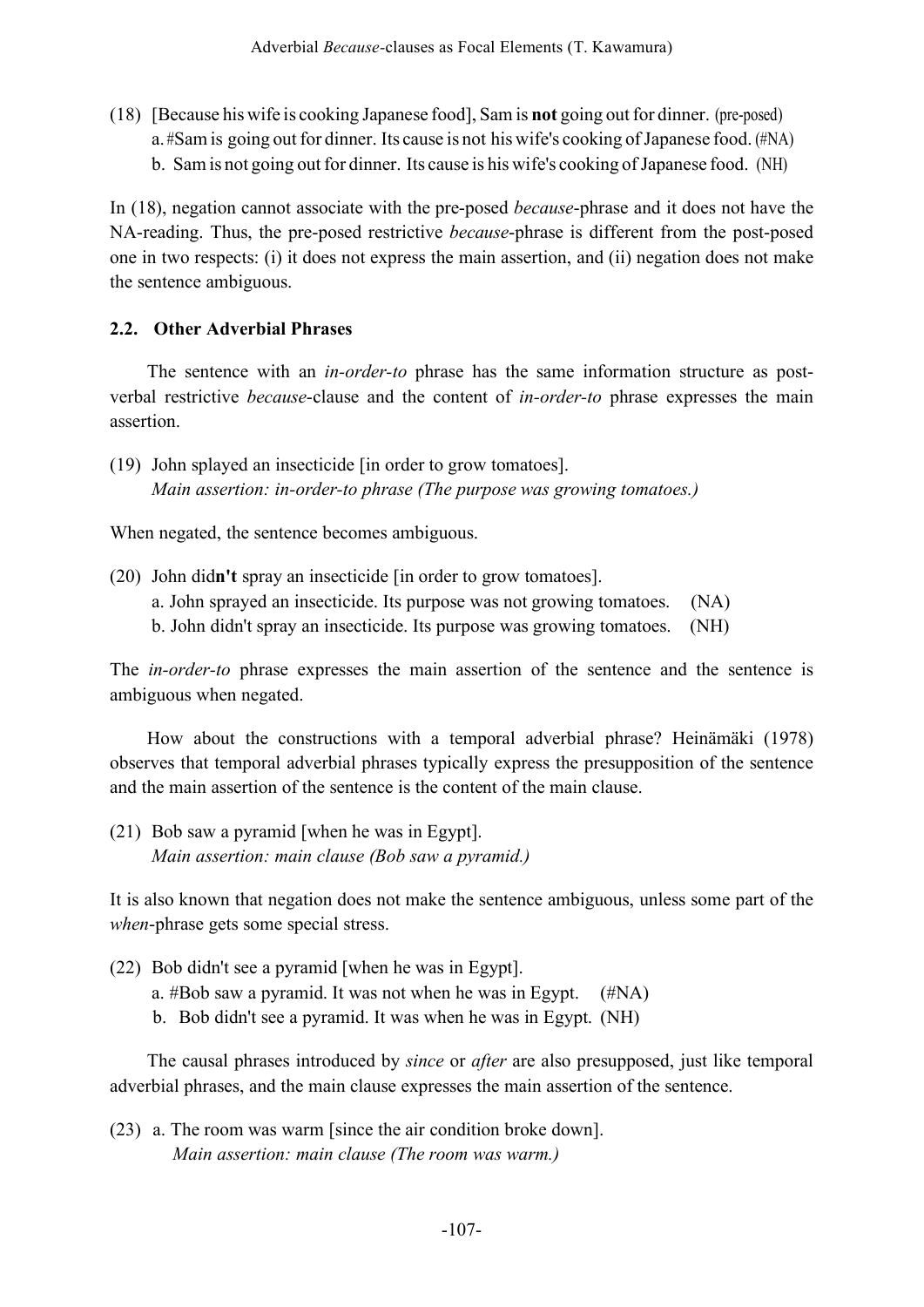(18) [Because his wife is cooking Japanese food], Sam is **not** going out for dinner. (pre-posed)
   a. #Sam is going out for dinner. Its cause is not his wife's cooking of Japanese food. (#NA)
   b. Sam is not going out for dinner. Its cause is his wife's cooking of Japanese food. (NH)

In (18), negation cannot associate with the pre-posed *because*-phrase and it does not have the NA-reading. Thus, the pre-posed restrictive *because*-phrase is different from the post-posed one in two respects: (i) it does not express the main assertion, and (ii) negation does not make the sentence ambiguous.

### 2.2. Other Adverbial Phrases

The sentence with an *in-order-to* phrase has the same information structure as post-verbal restrictive *because*-clause and the content of *in-order-to* phrase expresses the main assertion.

(19) John splayed an insecticide [in order to grow tomatoes].
   *Main assertion: in-order-to phrase (The purpose was growing tomatoes.)*

When negated, the sentence becomes ambiguous.

(20) John did**n't** spray an insecticide [in order to grow tomatoes].
   a. John sprayed an insecticide. Its purpose was not growing tomatoes. (NA)
   b. John didn't spray an insecticide. Its purpose was growing tomatoes. (NH)

The *in-order-to* phrase expresses the main assertion of the sentence and the sentence is ambiguous when negated.

How about the constructions with a temporal adverbial phrase? Heinämäki (1978) observes that temporal adverbial phrases typically express the presupposition of the sentence and the main assertion of the sentence is the content of the main clause.

(21) Bob saw a pyramid [when he was in Egypt].
   *Main assertion: main clause (Bob saw a pyramid.)*

It is also known that negation does not make the sentence ambiguous, unless some part of the *when*-phrase gets some special stress.

(22) Bob didn't see a pyramid [when he was in Egypt].
   a. #Bob saw a pyramid. It was not when he was in Egypt. (#NA)
   b. Bob didn't see a pyramid. It was when he was in Egypt. (NH)

The causal phrases introduced by *since* or *after* are also presupposed, just like temporal adverbial phrases, and the main clause expresses the main assertion of the sentence.

(23) a. The room was warm [since the air condition broke down].
   *Main assertion: main clause (The room was warm.)*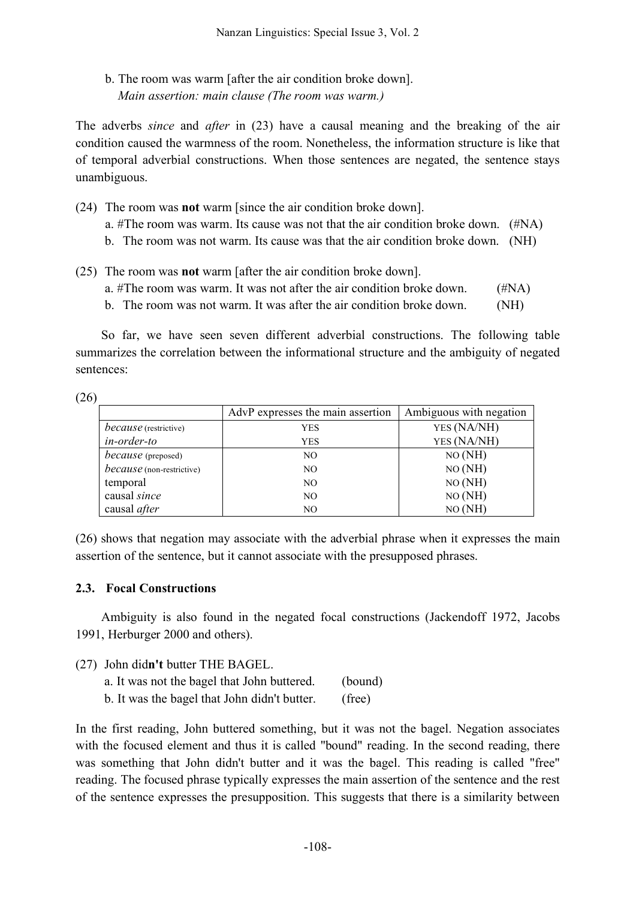b. The room was warm [after the air condition broke down].  
   *Main assertion: main clause (The room was warm.)*

The adverbs *since* and *after* in (23) have a causal meaning and the breaking of the air condition caused the warmness of the room. Nonetheless, the information structure is like that of temporal adverbial constructions. When those sentences are negated, the sentence stays unambiguous.

(24) The room was **not** warm [since the air condition broke down].  
  a. #The room was warm. Its cause was not that the air condition broke down. (#NA)  
  b. The room was not warm. Its cause was that the air condition broke down. (NH)

(25) The room was **not** warm [after the air condition broke down].  
  a. #The room was warm. It was not after the air condition broke down. (#NA)  
  b. The room was not warm. It was after the air condition broke down. (NH)

So far, we have seen seven different adverbial constructions. The following table summarizes the correlation between the informational structure and the ambiguity of negated sentences:

(26)

| | AdvP expresses the main assertion | Ambiguous with negation |
|---|---|---|
| *because* (restrictive) | YES | YES (NA/NH) |
| *in-order-to* | YES | YES (NA/NH) |
| *because* (preposed) | NO | NO (NH) |
| *because* (non-restrictive) | NO | NO (NH) |
| temporal | NO | NO (NH) |
| causal *since* | NO | NO (NH) |
| causal *after* | NO | NO (NH) |

(26) shows that negation may associate with the adverbial phrase when it expresses the main assertion of the sentence, but it cannot associate with the presupposed phrases.

### 2.3. Focal Constructions

Ambiguity is also found in the negated focal constructions (Jackendoff 1972, Jacobs 1991, Herburger 2000 and others).

(27) John did**n't** butter THE BAGEL.  
  a. It was not the bagel that John buttered. (bound)  
  b. It was the bagel that John didn't butter. (free)

In the first reading, John buttered something, but it was not the bagel. Negation associates with the focused element and thus it is called "bound" reading. In the second reading, there was something that John didn't butter and it was the bagel. This reading is called "free" reading. The focused phrase typically expresses the main assertion of the sentence and the rest of the sentence expresses the presupposition. This suggests that there is a similarity between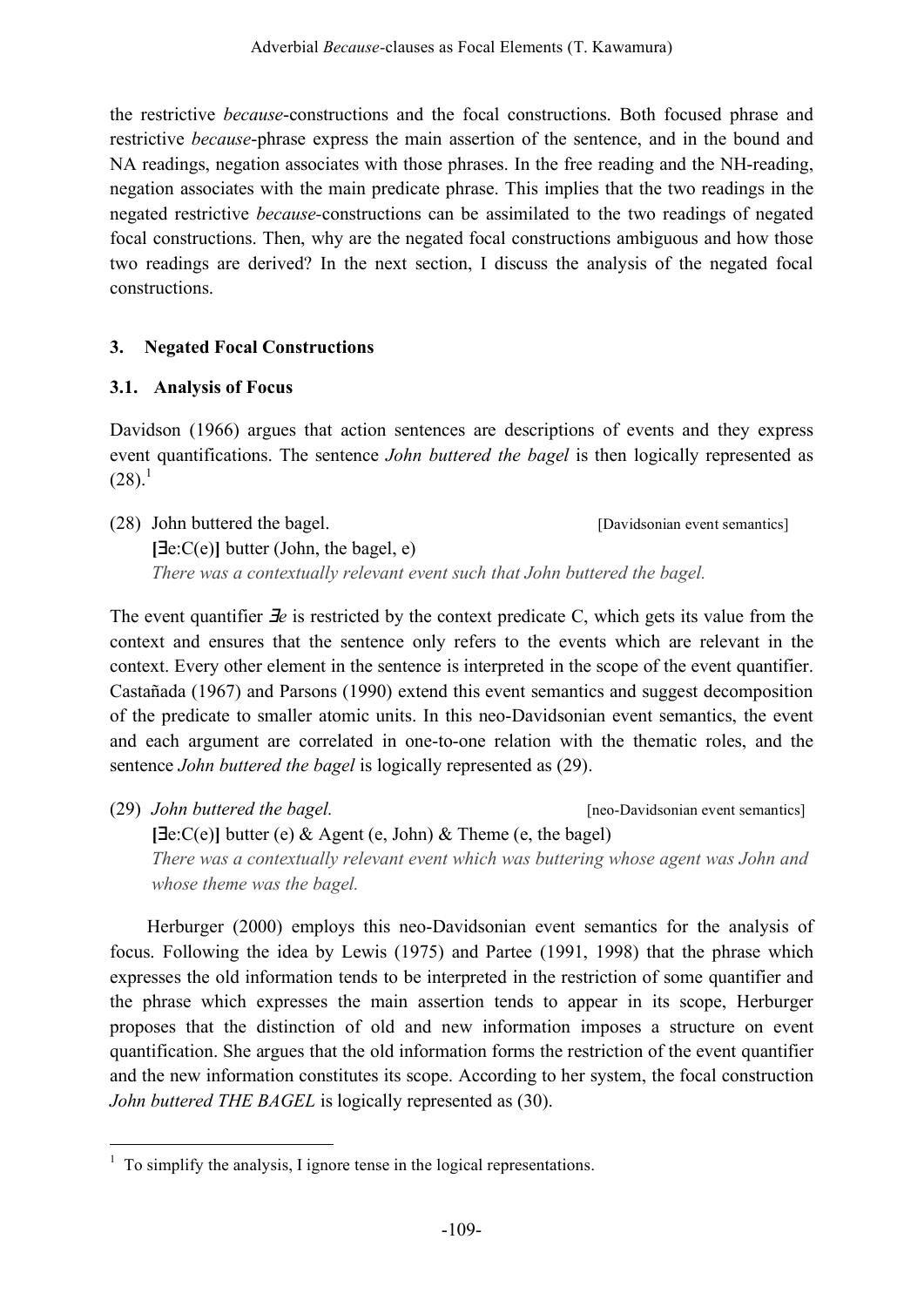the restrictive *because*-constructions and the focal constructions. Both focused phrase and restrictive *because*-phrase express the main assertion of the sentence, and in the bound and NA readings, negation associates with those phrases. In the free reading and the NH-reading, negation associates with the main predicate phrase. This implies that the two readings in the negated restrictive *because*-constructions can be assimilated to the two readings of negated focal constructions. Then, why are the negated focal constructions ambiguous and how those two readings are derived? In the next section, I discuss the analysis of the negated focal constructions.

## 3. Negated Focal Constructions

### 3.1. Analysis of Focus

Davidson (1966) argues that action sentences are descriptions of events and they express event quantifications. The sentence *John buttered the bagel* is then logically represented as (28).[1]

(28) John buttered the bagel. [Davidsonian event semantics]
**[**∃e:C(e)**]** butter (John, the bagel, e)
*There was a contextually relevant event such that John buttered the bagel.*

The event quantifier *∃e* is restricted by the context predicate C, which gets its value from the context and ensures that the sentence only refers to the events which are relevant in the context. Every other element in the sentence is interpreted in the scope of the event quantifier. Castañada (1967) and Parsons (1990) extend this event semantics and suggest decomposition of the predicate to smaller atomic units. In this neo-Davidsonian event semantics, the event and each argument are correlated in one-to-one relation with the thematic roles, and the sentence *John buttered the bagel* is logically represented as (29).

(29) *John buttered the bagel.* [neo-Davidsonian event semantics]
**[**∃e:C(e)**]** butter (e) & Agent (e, John) & Theme (e, the bagel)
*There was a contextually relevant event which was buttering whose agent was John and whose theme was the bagel.*

Herburger (2000) employs this neo-Davidsonian event semantics for the analysis of focus. Following the idea by Lewis (1975) and Partee (1991, 1998) that the phrase which expresses the old information tends to be interpreted in the restriction of some quantifier and the phrase which expresses the main assertion tends to appear in its scope, Herburger proposes that the distinction of old and new information imposes a structure on event quantification. She argues that the old information forms the restriction of the event quantifier and the new information constitutes its scope. According to her system, the focal construction *John buttered THE BAGEL* is logically represented as (30).

[1] To simplify the analysis, I ignore tense in the logical representations.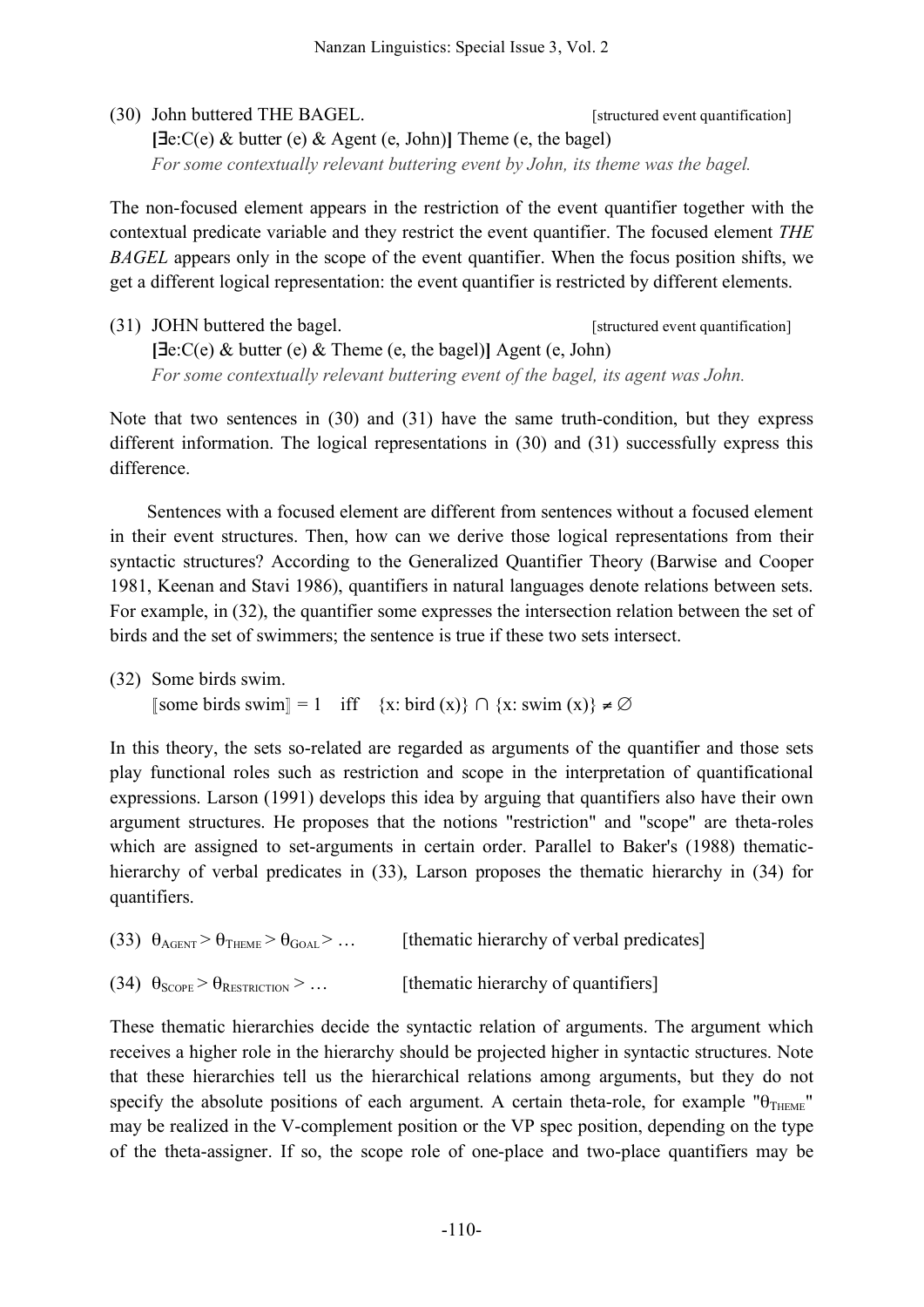(30) John buttered THE BAGEL. [structured event quantification]

**[**∃e:C(e) & butter (e) & Agent (e, John)**]** Theme (e, the bagel)

*For some contextually relevant buttering event by John, its theme was the bagel.*

The non-focused element appears in the restriction of the event quantifier together with the contextual predicate variable and they restrict the event quantifier. The focused element *THE BAGEL* appears only in the scope of the event quantifier. When the focus position shifts, we get a different logical representation: the event quantifier is restricted by different elements.

(31) JOHN buttered the bagel. [structured event quantification]

**[**∃e:C(e) & butter (e) & Theme (e, the bagel)**]** Agent (e, John)

*For some contextually relevant buttering event of the bagel, its agent was John.*

Note that two sentences in (30) and (31) have the same truth-condition, but they express different information. The logical representations in (30) and (31) successfully express this difference.

Sentences with a focused element are different from sentences without a focused element in their event structures. Then, how can we derive those logical representations from their syntactic structures? According to the Generalized Quantifier Theory (Barwise and Cooper 1981, Keenan and Stavi 1986), quantifiers in natural languages denote relations between sets. For example, in (32), the quantifier some expresses the intersection relation between the set of birds and the set of swimmers; the sentence is true if these two sets intersect.

(32) Some birds swim.

$[\![\text{some birds swim}]\!] = 1 \quad \text{iff} \quad \{x: \text{bird}(x)\} \cap \{x: \text{swim}(x)\} \neq \varnothing$

In this theory, the sets so-related are regarded as arguments of the quantifier and those sets play functional roles such as restriction and scope in the interpretation of quantificational expressions. Larson (1991) develops this idea by arguing that quantifiers also have their own argument structures. He proposes that the notions "restriction" and "scope" are theta-roles which are assigned to set-arguments in certain order. Parallel to Baker's (1988) thematic-hierarchy of verbal predicates in (33), Larson proposes the thematic hierarchy in (34) for quantifiers.

(33) $\theta_{AGENT} > \theta_{THEME} > \theta_{GOAL} > \ldots$ [thematic hierarchy of verbal predicates]

(34) $\theta_{SCOPE} > \theta_{RESTRICTION} > \ldots$ [thematic hierarchy of quantifiers]

These thematic hierarchies decide the syntactic relation of arguments. The argument which receives a higher role in the hierarchy should be projected higher in syntactic structures. Note that these hierarchies tell us the hierarchical relations among arguments, but they do not specify the absolute positions of each argument. A certain theta-role, for example "$\theta_{THEME}$" may be realized in the V-complement position or the VP spec position, depending on the type of the theta-assigner. If so, the scope role of one-place and two-place quantifiers may be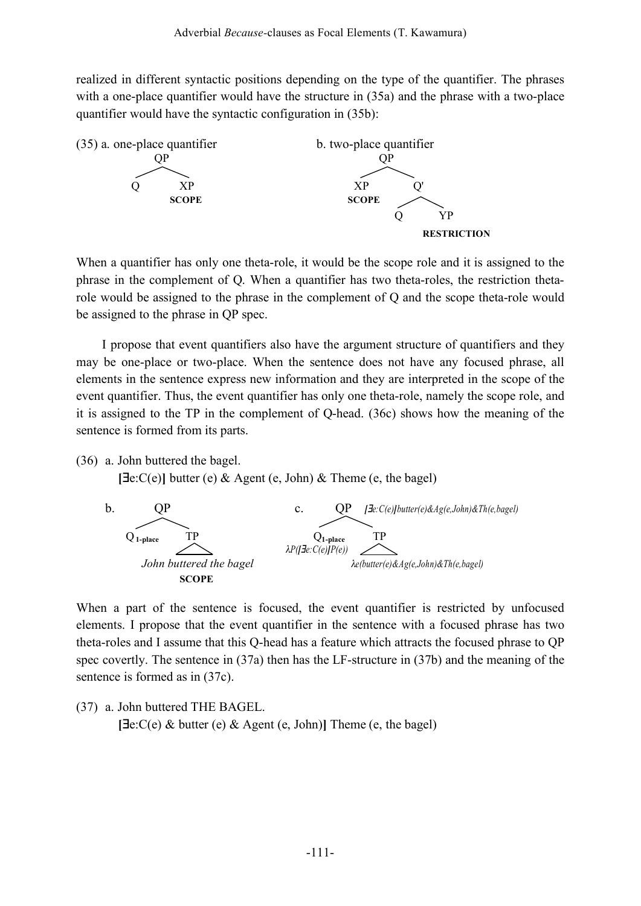realized in different syntactic positions depending on the type of the quantifier. The phrases with a one-place quantifier would have the structure in (35a) and the phrase with a two-place quantifier would have the syntactic configuration in (35b):

```
(35) a. one-place quantifier              b. two-place quantifier
            QP                                     QP
          /    \                                 /    \
         Q      XP                              XP     Q'
              SCOPE                           SCOPE   /  \
                                                     Q    YP
                                                       RESTRICTION
```

When a quantifier has only one theta-role, it would be the scope role and it is assigned to the phrase in the complement of Q. When a quantifier has two theta-roles, the restriction theta-role would be assigned to the phrase in the complement of Q and the scope theta-role would be assigned to the phrase in QP spec.

I propose that event quantifiers also have the argument structure of quantifiers and they may be one-place or two-place. When the sentence does not have any focused phrase, all elements in the sentence express new information and they are interpreted in the scope of the event quantifier. Thus, the event quantifier has only one theta-role, namely the scope role, and it is assigned to the TP in the complement of Q-head. (36c) shows how the meaning of the sentence is formed from its parts.

(36) a. John buttered the bagel.
  **[**∃e:C(e)**]** butter (e) & Agent (e, John) & Theme (e, the bagel)

```
b.        QP                         c.        QP   [∃e:C(e)]butter(e)&Ag(e,John)&Th(e,bagel)
        /    \                               /    \
  Q_1-place   TP                      Q_1-place    TP
        John buttered the bagel    λP([∃e:C(e)]P(e))
              SCOPE                         λe(butter(e)&Ag(e,John)&Th(e,bagel))
```

When a part of the sentence is focused, the event quantifier is restricted by unfocused elements. I propose that the event quantifier in the sentence with a focused phrase has two theta-roles and I assume that this Q-head has a feature which attracts the focused phrase to QP spec covertly. The sentence in (37a) then has the LF-structure in (37b) and the meaning of the sentence is formed as in (37c).

(37) a. John buttered THE BAGEL.
  **[**∃e:C(e) & butter (e) & Agent (e, John)**]** Theme (e, the bagel)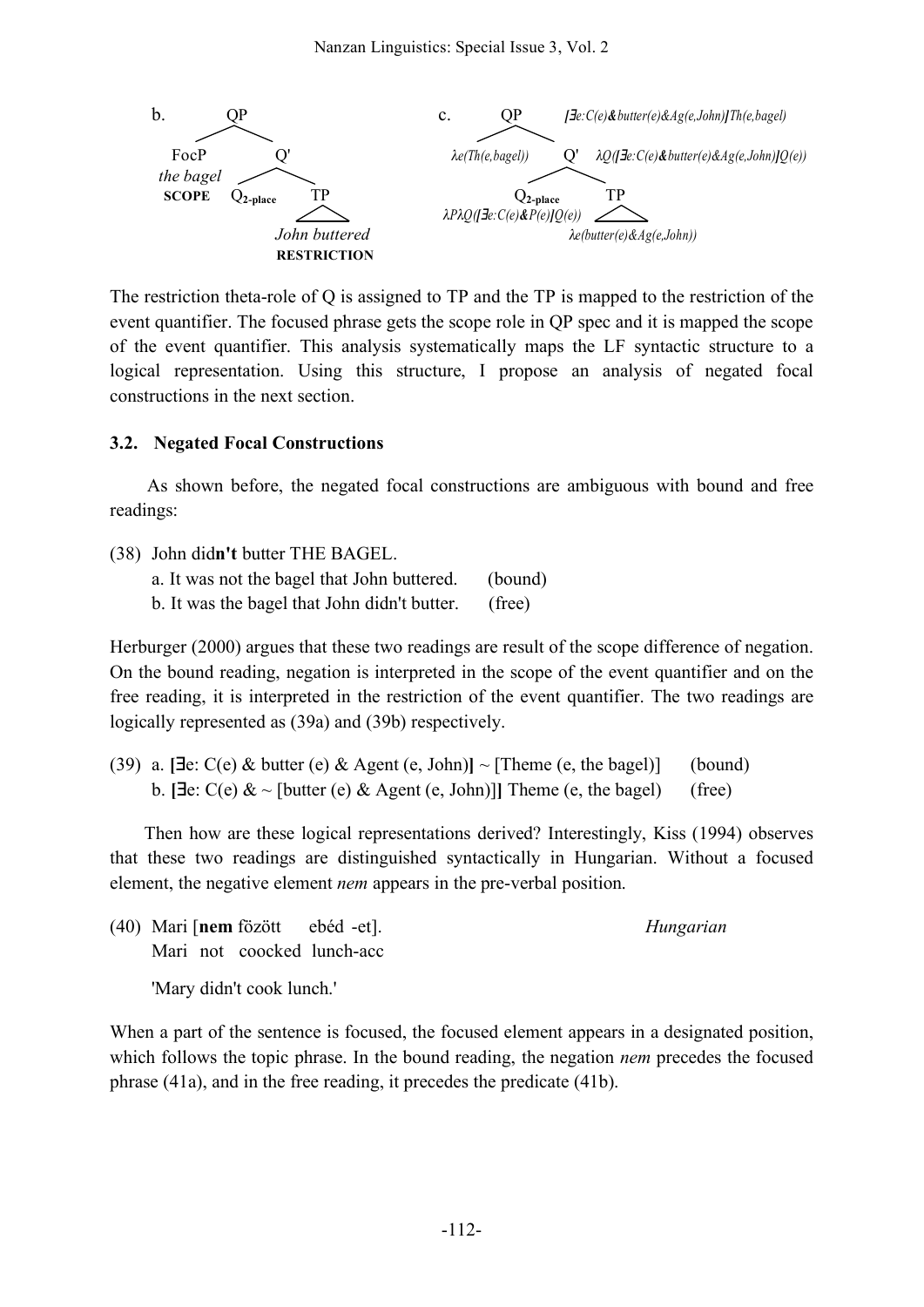b. Tree diagram:

```
        QP
       /  \
   FocP    Q'
 the bagel /  \
 SCOPE  Q2-place  TP
                John buttered
                RESTRICTION
```

c. Tree diagram:

```
                 QP   [∃e:C(e)&butter(e)&Ag(e,John)]Th(e,bagel)
                /  \
 λe(Th(e,bagel))    Q'   λQ([∃e:C(e)&butter(e)&Ag(e,John)]Q(e))
                   /  \
            Q2-place    TP
 λPλQ([∃e:C(e)&P(e)]Q(e))   λe(butter(e)&Ag(e,John))
```

The restriction theta-role of Q is assigned to TP and the TP is mapped to the restriction of the event quantifier. The focused phrase gets the scope role in QP spec and it is mapped the scope of the event quantifier. This analysis systematically maps the LF syntactic structure to a logical representation. Using this structure, I propose an analysis of negated focal constructions in the next section.

### 3.2. Negated Focal Constructions

As shown before, the negated focal constructions are ambiguous with bound and free readings:

(38) John did**n't** butter THE BAGEL.
  a. It was not the bagel that John buttered. (bound)
  b. It was the bagel that John didn't butter. (free)

Herburger (2000) argues that these two readings are result of the scope difference of negation. On the bound reading, negation is interpreted in the scope of the event quantifier and on the free reading, it is interpreted in the restriction of the event quantifier. The two readings are logically represented as (39a) and (39b) respectively.

(39) a. **[**∃e: C(e) & butter (e) & Agent (e, John)**]** ~ [Theme (e, the bagel)] (bound)
  b. **[**∃e: C(e) & ~ [butter (e) & Agent (e, John)]**]** Theme (e, the bagel) (free)

Then how are these logical representations derived? Interestingly, Kiss (1994) observes that these two readings are distinguished syntactically in Hungarian. Without a focused element, the negative element *nem* appears in the pre-verbal position.

(40) Mari [**nem** főzött ebéd -et]. *Hungarian*
  Mari not coocked lunch-acc

  'Mary didn't cook lunch.'

When a part of the sentence is focused, the focused element appears in a designated position, which follows the topic phrase. In the bound reading, the negation *nem* precedes the focused phrase (41a), and in the free reading, it precedes the predicate (41b).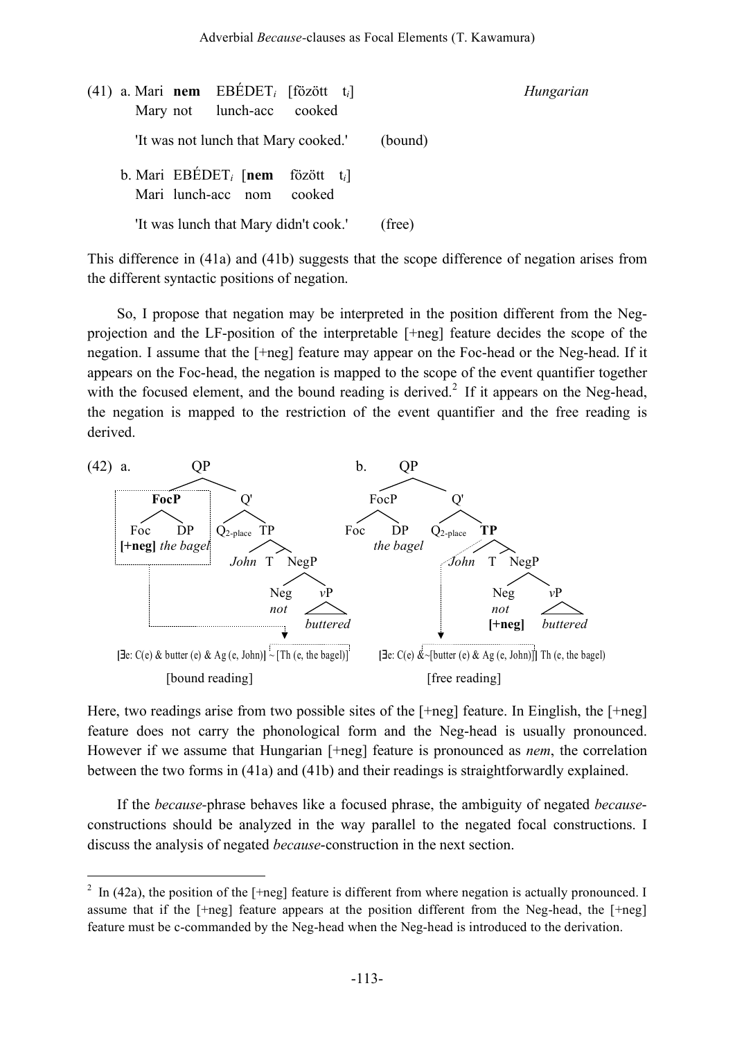(41) a. Mari **nem** EBÉDET$_i$ [főzött t$_i$] *Hungarian*
Mary not lunch-acc cooked

'It was not lunch that Mary cooked.' (bound)

b. Mari EBÉDET$_i$ [**nem** főzött t$_i$]
Mari lunch-acc nom cooked

'It was lunch that Mary didn't cook.' (free)

This difference in (41a) and (41b) suggests that the scope difference of negation arises from the different syntactic positions of negation.

So, I propose that negation may be interpreted in the position different from the Neg-projection and the LF-position of the interpretable [+neg] feature decides the scope of the negation. I assume that the [+neg] feature may appear on the Foc-head or the Neg-head. If it appears on the Foc-head, the negation is mapped to the scope of the event quantifier together with the focused element, and the bound reading is derived.[2] If it appears on the Neg-head, the negation is mapped to the restriction of the event quantifier and the free reading is derived.

(42) a. [QP [**FocP** [Foc **[+neg]**] [DP *the bagel*]] [Q' Q$_{2\text{-place}}$ [TP *John* [T' T [NegP [Neg *not*] [$v$P *buttered*]]]]]]

[∃e: C(e) & butter (e) & Ag (e, John)] ~ [Th (e, the bagel)]

[bound reading]

b. [QP [FocP [Foc] [DP *the bagel*]] [Q' Q$_{2\text{-place}}$ [**TP** *John* [T' T [NegP [Neg *not* **[+neg]**] [$v$P *buttered*]]]]]]

[∃e: C(e) & ~[butter (e) & Ag (e, John)]] Th (e, the bagel)

[free reading]

Here, two readings arise from two possible sites of the [+neg] feature. In Einglish, the [+neg] feature does not carry the phonological form and the Neg-head is usually pronounced. However if we assume that Hungarian [+neg] feature is pronounced as *nem*, the correlation between the two forms in (41a) and (41b) and their readings is straightforwardly explained.

If the *because*-phrase behaves like a focused phrase, the ambiguity of negated *because*-constructions should be analyzed in the way parallel to the negated focal constructions. I discuss the analysis of negated *because*-construction in the next section.

---

[2] In (42a), the position of the [+neg] feature is different from where negation is actually pronounced. I assume that if the [+neg] feature appears at the position different from the Neg-head, the [+neg] feature must be c-commanded by the Neg-head when the Neg-head is introduced to the derivation.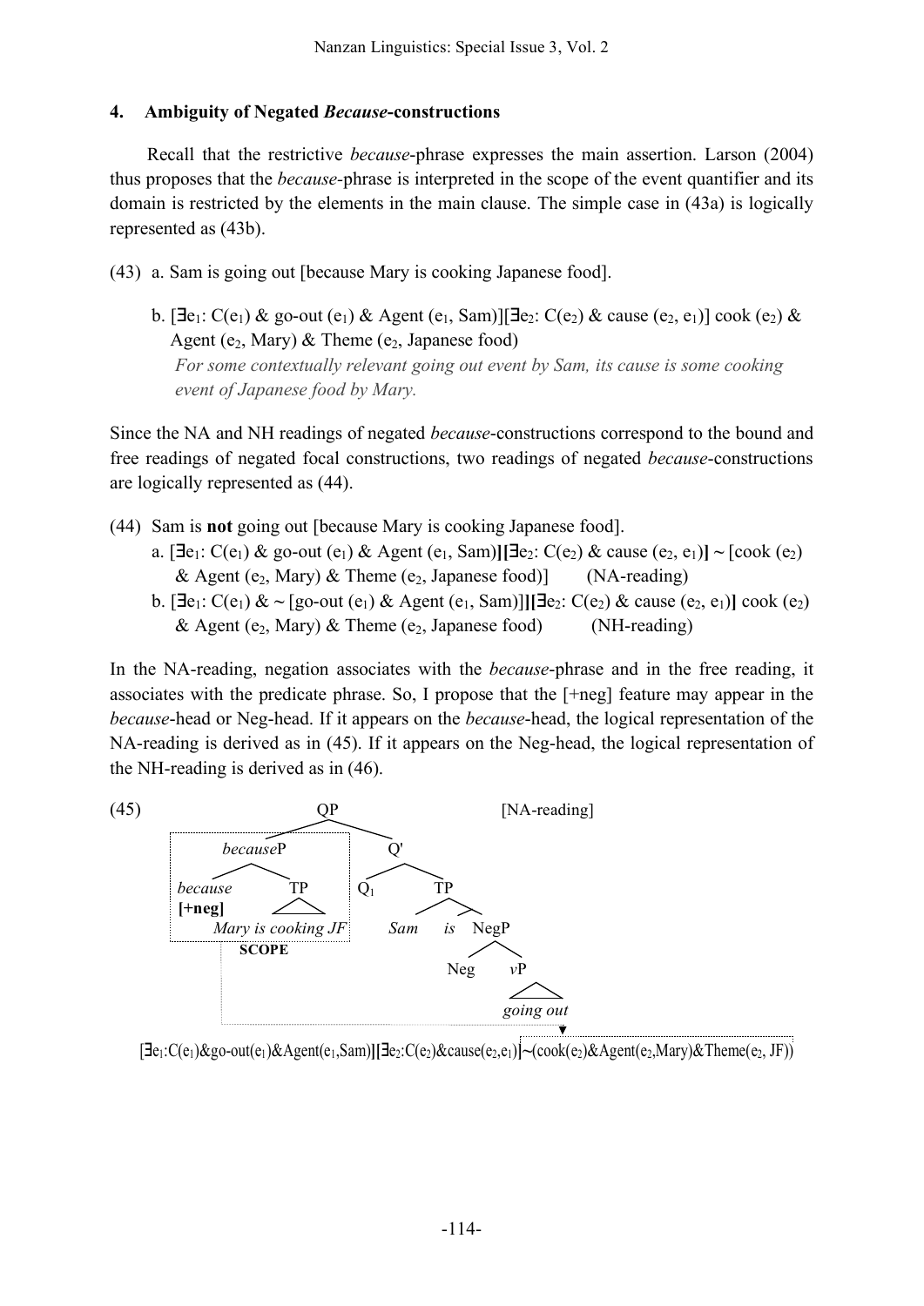### 4. Ambiguity of Negated *Because*-constructions

Recall that the restrictive *because*-phrase expresses the main assertion. Larson (2004) thus proposes that the *because*-phrase is interpreted in the scope of the event quantifier and its domain is restricted by the elements in the main clause. The simple case in (43a) is logically represented as (43b).

(43) a. Sam is going out [because Mary is cooking Japanese food].

b. [$\exists e_1$: C($e_1$) & go-out ($e_1$) & Agent ($e_1$, Sam)][$\exists e_2$: C($e_2$) & cause ($e_2$, $e_1$)] cook ($e_2$) & Agent ($e_2$, Mary) & Theme ($e_2$, Japanese food)

*For some contextually relevant going out event by Sam, its cause is some cooking event of Japanese food by Mary.*

Since the NA and NH readings of negated *because*-constructions correspond to the bound and free readings of negated focal constructions, two readings of negated *because*-constructions are logically represented as (44).

(44) Sam is **not** going out [because Mary is cooking Japanese food].

a. [$\exists e_1$: C($e_1$) & go-out ($e_1$) & Agent ($e_1$, Sam)**][**$\exists e_2$: C($e_2$) & cause ($e_2$, $e_1$)**]** ~ [cook ($e_2$) & Agent ($e_2$, Mary) & Theme ($e_2$, Japanese food)] (NA-reading)

b. [$\exists e_1$: C($e_1$) & ~ [go-out ($e_1$) & Agent ($e_1$, Sam)]**][**$\exists e_2$: C($e_2$) & cause ($e_2$, $e_1$)**]** cook ($e_2$) & Agent ($e_2$, Mary) & Theme ($e_2$, Japanese food) (NH-reading)

In the NA-reading, negation associates with the *because*-phrase and in the free reading, it associates with the predicate phrase. So, I propose that the [+neg] feature may appear in the *because*-head or Neg-head. If it appears on the *because*-head, the logical representation of the NA-reading is derived as in (45). If it appears on the Neg-head, the logical representation of the NH-reading is derived as in (46).

(45) [NA-reading]

```
                    QP
           _________|__________
          |                    |
      becauseP                 Q'
      ____|____            ____|____
     |         |          |         |
  because      TP         Q1        TP
  [+neg]  Mary is cooking JF    ____|____
                               |    |    |
       SCOPE                  Sam   is  NegP
                                       __|__
                                      |     |
                                     Neg    vP
                                            |
                                        going out
```

[$\exists e_1$:C($e_1$)&go-out($e_1$)&Agent($e_1$,Sam)**][**$\exists e_2$:C($e_2$)&cause($e_2$,$e_1$)**]**~(cook($e_2$)&Agent($e_2$,Mary)&Theme($e_2$, JF))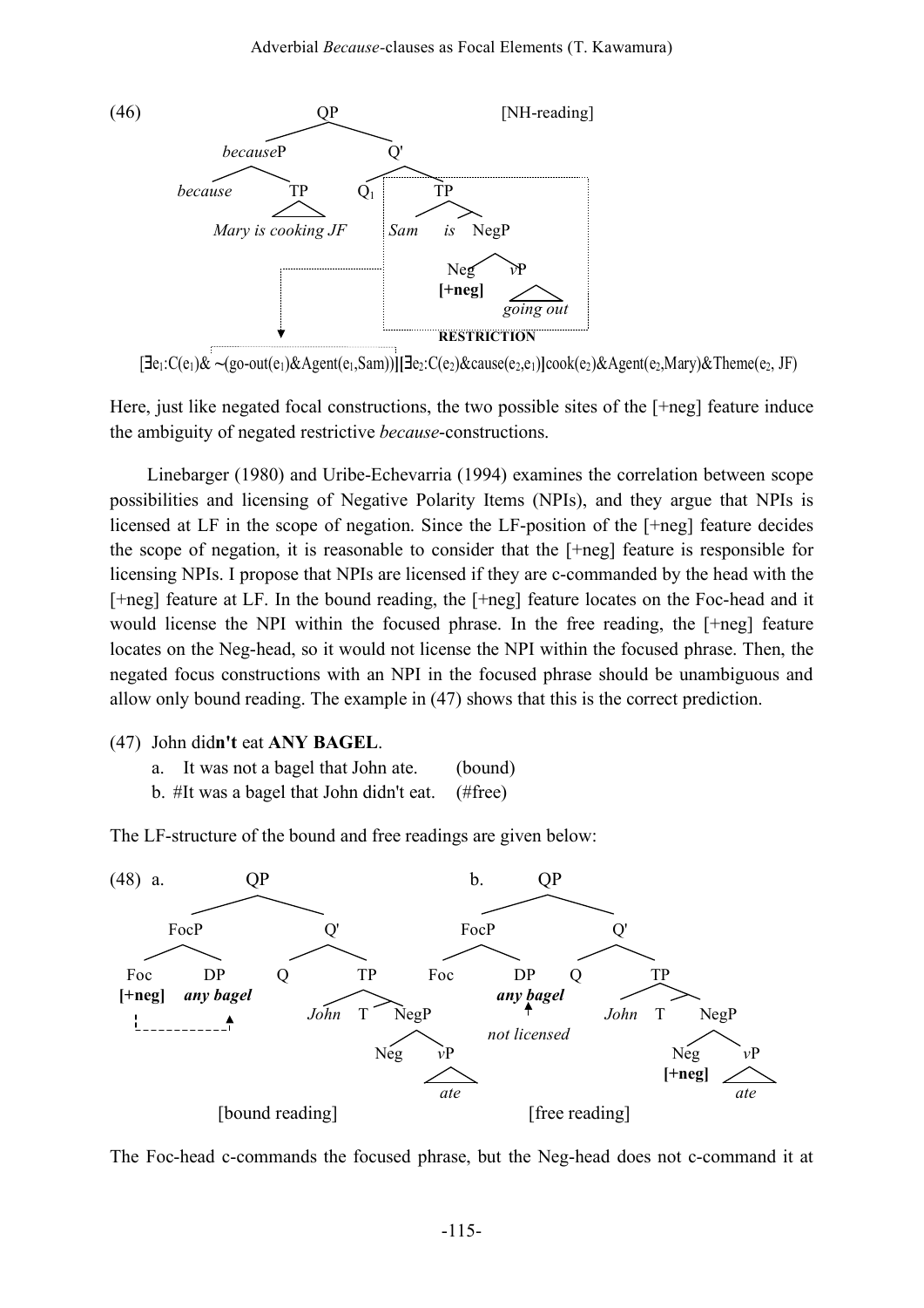(46) [NH-reading]

```
                    QP
           _________|_________
      becauseP                Q'
      ____|____           ____|____
  because      TP        Q1        TP
               |                ___|___
      Mary is cooking JF     Sam   is  NegP
                                       __|__
                                    Neg     vP
                                   [+neg]    |
                                          going out
                                   RESTRICTION
```

$[\exists e_1{:}C(e_1)\&\sim(\text{go-out}(e_1)\&\text{Agent}(e_1,\text{Sam}))][\exists e_2{:}C(e_2)\&\text{cause}(e_2,e_1)]\text{cook}(e_2)\&\text{Agent}(e_2,\text{Mary})\&\text{Theme}(e_2,\text{JF})$

Here, just like negated focal constructions, the two possible sites of the [+neg] feature induce the ambiguity of negated restrictive *because*-constructions.

Linebarger (1980) and Uribe-Echevarria (1994) examines the correlation between scope possibilities and licensing of Negative Polarity Items (NPIs), and they argue that NPIs is licensed at LF in the scope of negation. Since the LF-position of the [+neg] feature decides the scope of negation, it is reasonable to consider that the [+neg] feature is responsible for licensing NPIs. I propose that NPIs are licensed if they are c-commanded by the head with the [+neg] feature at LF. In the bound reading, the [+neg] feature locates on the Foc-head and it would license the NPI within the focused phrase. In the free reading, the [+neg] feature locates on the Neg-head, so it would not license the NPI within the focused phrase. Then, the negated focus constructions with an NPI in the focused phrase should be unambiguous and allow only bound reading. The example in (47) shows that this is the correct prediction.

(47) John did**n't** eat **ANY BAGEL**.
  a. It was not a bagel that John ate. (bound)
  b. #It was a bagel that John didn't eat. (#free)

The LF-structure of the bound and free readings are given below:

(48)

```
a.              QP                          b.            QP
          ______|______                             ______|______
       FocP            Q'                        FocP            Q'
      __|__         ___|___                     __|__         ___|___
   Foc     DP      Q       TP                Foc     DP      Q       TP
 [+neg] any bagel       ___|___                   any bagel       ___|___
   |_______^          John  T  NegP                  ^          John  T  NegP
                               __|__            not licensed             __|__
                            Neg     vP                                Neg     vP
                                    |                                [+neg]   |
                                   ate                                       ate
          [bound reading]                            [free reading]
```

The Foc-head c-commands the focused phrase, but the Neg-head does not c-command it at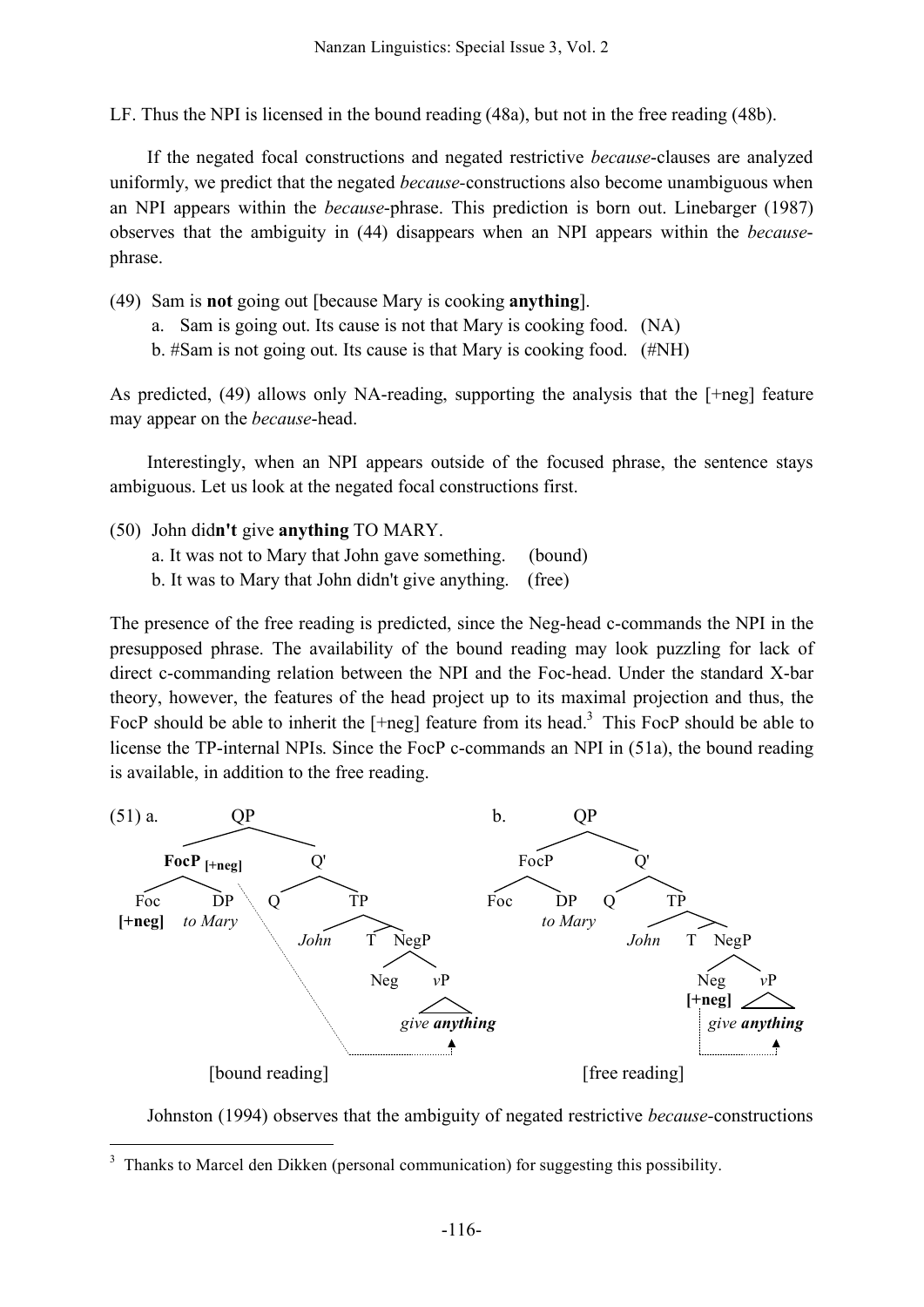LF. Thus the NPI is licensed in the bound reading (48a), but not in the free reading (48b).

If the negated focal constructions and negated restrictive *because*-clauses are analyzed uniformly, we predict that the negated *because*-constructions also become unambiguous when an NPI appears within the *because*-phrase. This prediction is born out. Linebarger (1987) observes that the ambiguity in (44) disappears when an NPI appears within the *because*-phrase.

(49) Sam is **not** going out [because Mary is cooking **anything**].
   a. Sam is going out. Its cause is not that Mary is cooking food. (NA)
   b. #Sam is not going out. Its cause is that Mary is cooking food. (#NH)

As predicted, (49) allows only NA-reading, supporting the analysis that the [+neg] feature may appear on the *because*-head.

Interestingly, when an NPI appears outside of the focused phrase, the sentence stays ambiguous. Let us look at the negated focal constructions first.

(50) John did**n't** give **anything** TO MARY.
   a. It was not to Mary that John gave something. (bound)
   b. It was to Mary that John didn't give anything. (free)

The presence of the free reading is predicted, since the Neg-head c-commands the NPI in the presupposed phrase. The availability of the bound reading may look puzzling for lack of direct c-commanding relation between the NPI and the Foc-head. Under the standard X-bar theory, however, the features of the head project up to its maximal projection and thus, the FocP should be able to inherit the [+neg] feature from its head.[3] This FocP should be able to license the TP-internal NPIs. Since the FocP c-commands an NPI in (51a), the bound reading is available, in addition to the free reading.

(51) a. [QP [**FocP** [+neg] [Foc **[+neg]**] [DP *to Mary*]] [Q' Q [TP *John* [T' T [NegP Neg [*v*P *give* ***anything***]]]]]]
   [bound reading]

b. [QP [FocP Foc [DP *to Mary*]] [Q' Q [TP *John* [T' T [NegP [Neg **[+neg]**] [*v*P *give* ***anything***]]]]]]
   [free reading]

Johnston (1994) observes that the ambiguity of negated restrictive *because*-constructions

[3] Thanks to Marcel den Dikken (personal communication) for suggesting this possibility.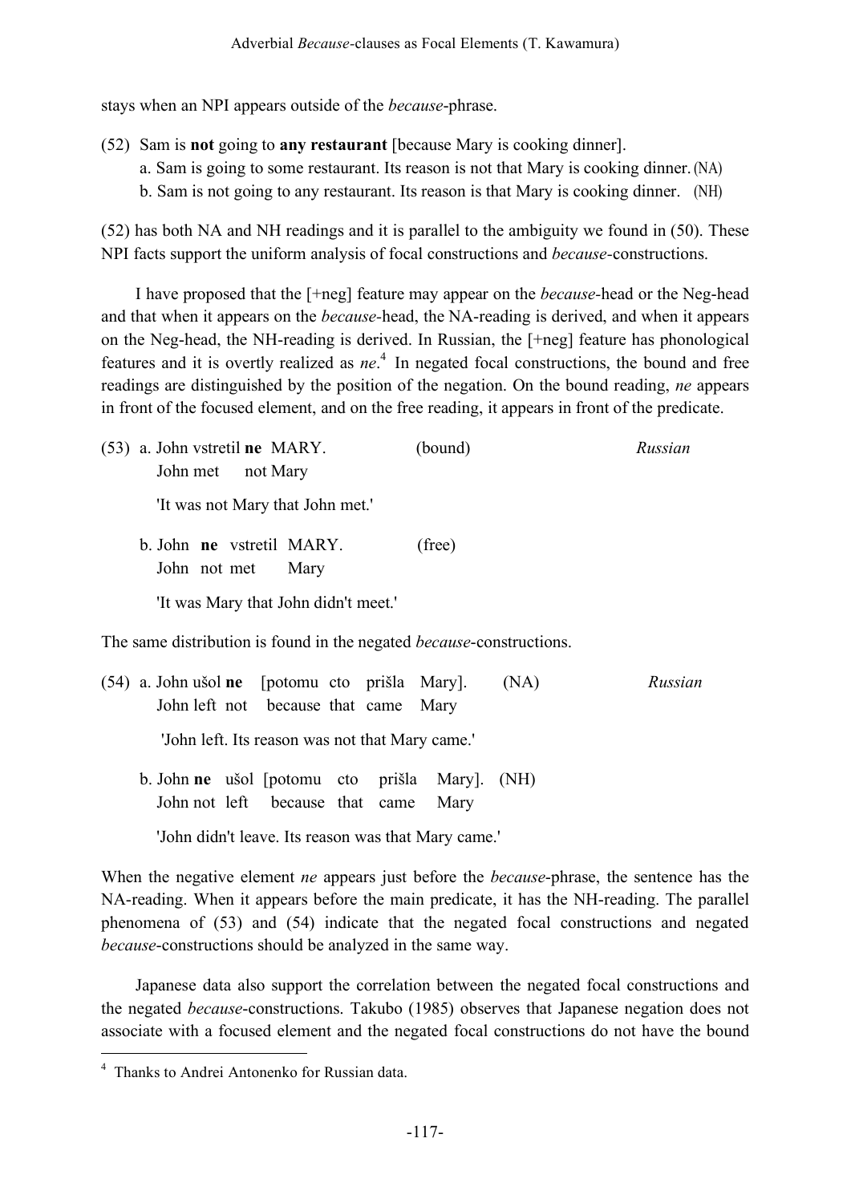stays when an NPI appears outside of the *because*-phrase.

(52) Sam is **not** going to **any restaurant** [because Mary is cooking dinner].
  a. Sam is going to some restaurant. Its reason is not that Mary is cooking dinner. (NA)
  b. Sam is not going to any restaurant. Its reason is that Mary is cooking dinner. (NH)

(52) has both NA and NH readings and it is parallel to the ambiguity we found in (50). These NPI facts support the uniform analysis of focal constructions and *because*-constructions.

I have proposed that the [+neg] feature may appear on the *because*-head or the Neg-head and that when it appears on the *because*-head, the NA-reading is derived, and when it appears on the Neg-head, the NH-reading is derived. In Russian, the [+neg] feature has phonological features and it is overtly realized as *ne*.[4] In negated focal constructions, the bound and free readings are distinguished by the position of the negation. On the bound reading, *ne* appears in front of the focused element, and on the free reading, it appears in front of the predicate.

(53) a. John vstretil **ne** MARY. (bound) *Russian*
  John met not Mary
  'It was not Mary that John met.'

  b. John **ne** vstretil MARY. (free)
  John not met Mary
  'It was Mary that John didn't meet.'

The same distribution is found in the negated *because*-constructions.

(54) a. John ušol **ne** [potomu cto prišla Mary]. (NA) *Russian*
  John left not because that came Mary
  'John left. Its reason was not that Mary came.'

  b. John **ne** ušol [potomu cto prišla Mary]. (NH)
  John not left because that came Mary
  'John didn't leave. Its reason was that Mary came.'

When the negative element *ne* appears just before the *because*-phrase, the sentence has the NA-reading. When it appears before the main predicate, it has the NH-reading. The parallel phenomena of (53) and (54) indicate that the negated focal constructions and negated *because*-constructions should be analyzed in the same way.

Japanese data also support the correlation between the negated focal constructions and the negated *because*-constructions. Takubo (1985) observes that Japanese negation does not associate with a focused element and the negated focal constructions do not have the bound

[4] Thanks to Andrei Antonenko for Russian data.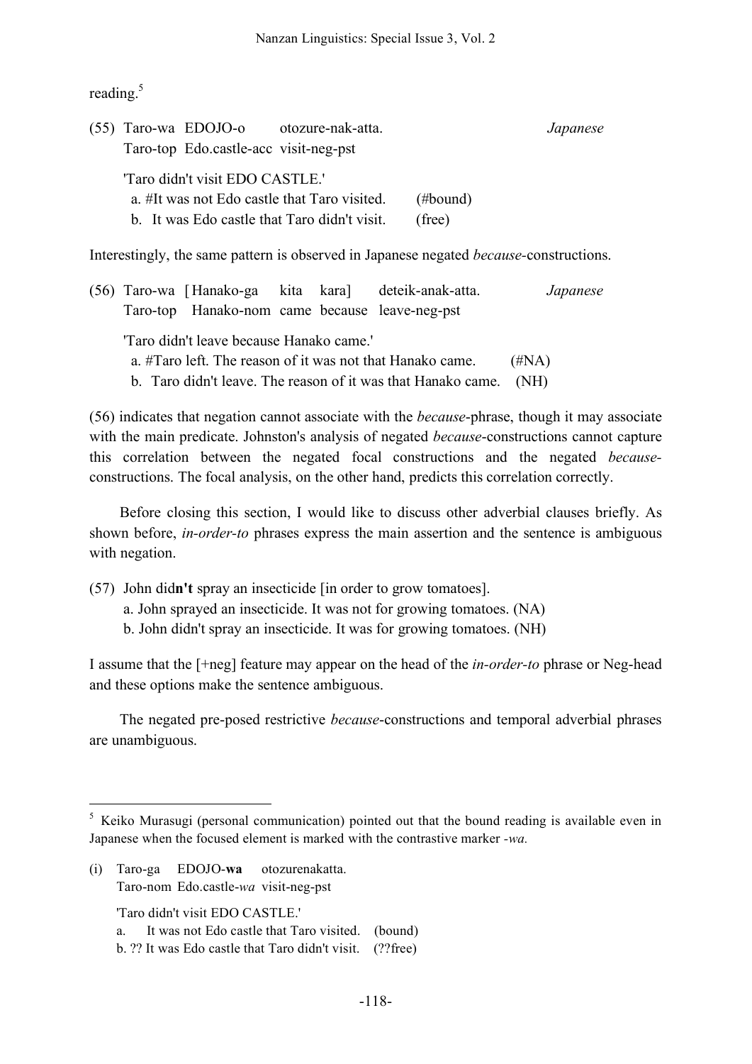reading.[5]

(55) Taro-wa EDOJO-o otozure-nak-atta. *Japanese*
Taro-top Edo.castle-acc visit-neg-pst

'Taro didn't visit EDO CASTLE.'
a. #It was not Edo castle that Taro visited. (#bound)
b. It was Edo castle that Taro didn't visit. (free)

Interestingly, the same pattern is observed in Japanese negated *because*-constructions.

(56) Taro-wa [Hanako-ga kita kara] deteik-anak-atta. *Japanese*
Taro-top Hanako-nom came because leave-neg-pst

'Taro didn't leave because Hanako came.'
a. #Taro left. The reason of it was not that Hanako came. (#NA)
b. Taro didn't leave. The reason of it was that Hanako came. (NH)

(56) indicates that negation cannot associate with the *because*-phrase, though it may associate with the main predicate. Johnston's analysis of negated *because*-constructions cannot capture this correlation between the negated focal constructions and the negated *because*-constructions. The focal analysis, on the other hand, predicts this correlation correctly.

Before closing this section, I would like to discuss other adverbial clauses briefly. As shown before, *in-order-to* phrases express the main assertion and the sentence is ambiguous with negation.

(57) John did**n't** spray an insecticide [in order to grow tomatoes].
a. John sprayed an insecticide. It was not for growing tomatoes. (NA)
b. John didn't spray an insecticide. It was for growing tomatoes. (NH)

I assume that the [+neg] feature may appear on the head of the *in-order-to* phrase or Neg-head and these options make the sentence ambiguous.

The negated pre-posed restrictive *because*-constructions and temporal adverbial phrases are unambiguous.

---

[5] Keiko Murasugi (personal communication) pointed out that the bound reading is available even in Japanese when the focused element is marked with the contrastive marker *-wa.*

(i) Taro-ga EDOJO-**wa** otozurenakatta.
Taro-nom Edo.castle-*wa* visit-neg-pst

'Taro didn't visit EDO CASTLE.'
a. It was not Edo castle that Taro visited. (bound)
b. ?? It was Edo castle that Taro didn't visit. (??free)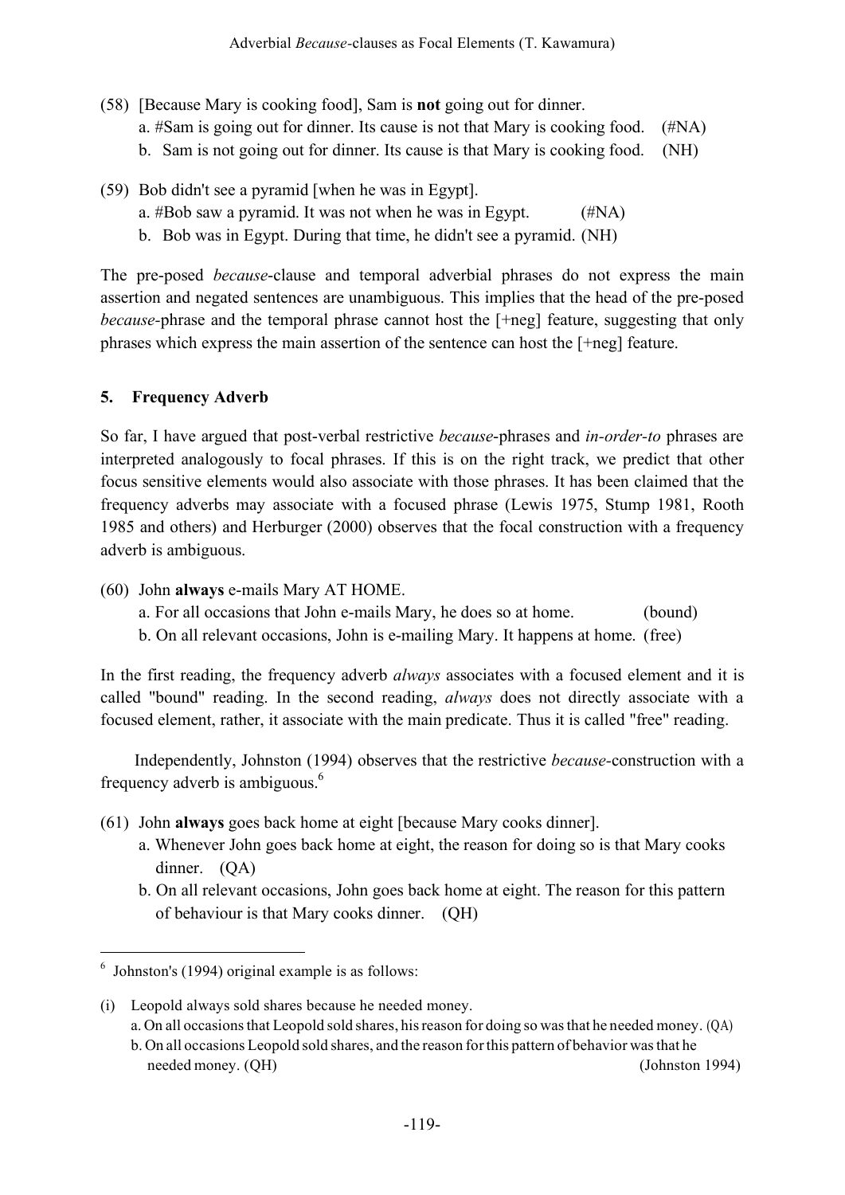(58) [Because Mary is cooking food], Sam is **not** going out for dinner.
   a. #Sam is going out for dinner. Its cause is not that Mary is cooking food. (#NA)
   b. Sam is not going out for dinner. Its cause is that Mary is cooking food. (NH)

(59) Bob didn't see a pyramid [when he was in Egypt].
   a. #Bob saw a pyramid. It was not when he was in Egypt. (#NA)
   b. Bob was in Egypt. During that time, he didn't see a pyramid. (NH)

The pre-posed *because*-clause and temporal adverbial phrases do not express the main assertion and negated sentences are unambiguous. This implies that the head of the pre-posed *because*-phrase and the temporal phrase cannot host the [+neg] feature, suggesting that only phrases which express the main assertion of the sentence can host the [+neg] feature.

## 5. Frequency Adverb

So far, I have argued that post-verbal restrictive *because*-phrases and *in-order-to* phrases are interpreted analogously to focal phrases. If this is on the right track, we predict that other focus sensitive elements would also associate with those phrases. It has been claimed that the frequency adverbs may associate with a focused phrase (Lewis 1975, Stump 1981, Rooth 1985 and others) and Herburger (2000) observes that the focal construction with a frequency adverb is ambiguous.

(60) John **always** e-mails Mary AT HOME.
   a. For all occasions that John e-mails Mary, he does so at home. (bound)
   b. On all relevant occasions, John is e-mailing Mary. It happens at home. (free)

In the first reading, the frequency adverb *always* associates with a focused element and it is called "bound" reading. In the second reading, *always* does not directly associate with a focused element, rather, it associate with the main predicate. Thus it is called "free" reading.

Independently, Johnston (1994) observes that the restrictive *because*-construction with a frequency adverb is ambiguous.[6]

(61) John **always** goes back home at eight [because Mary cooks dinner].
   a. Whenever John goes back home at eight, the reason for doing so is that Mary cooks dinner. (QA)
   b. On all relevant occasions, John goes back home at eight. The reason for this pattern of behaviour is that Mary cooks dinner. (QH)

---

[6] Johnston's (1994) original example is as follows:

(i) Leopold always sold shares because he needed money.
   a. On all occasions that Leopold sold shares, his reason for doing so was that he needed money. (QA)
   b. On all occasions Leopold sold shares, and the reason for this pattern of behavior was that he needed money. (QH) (Johnston 1994)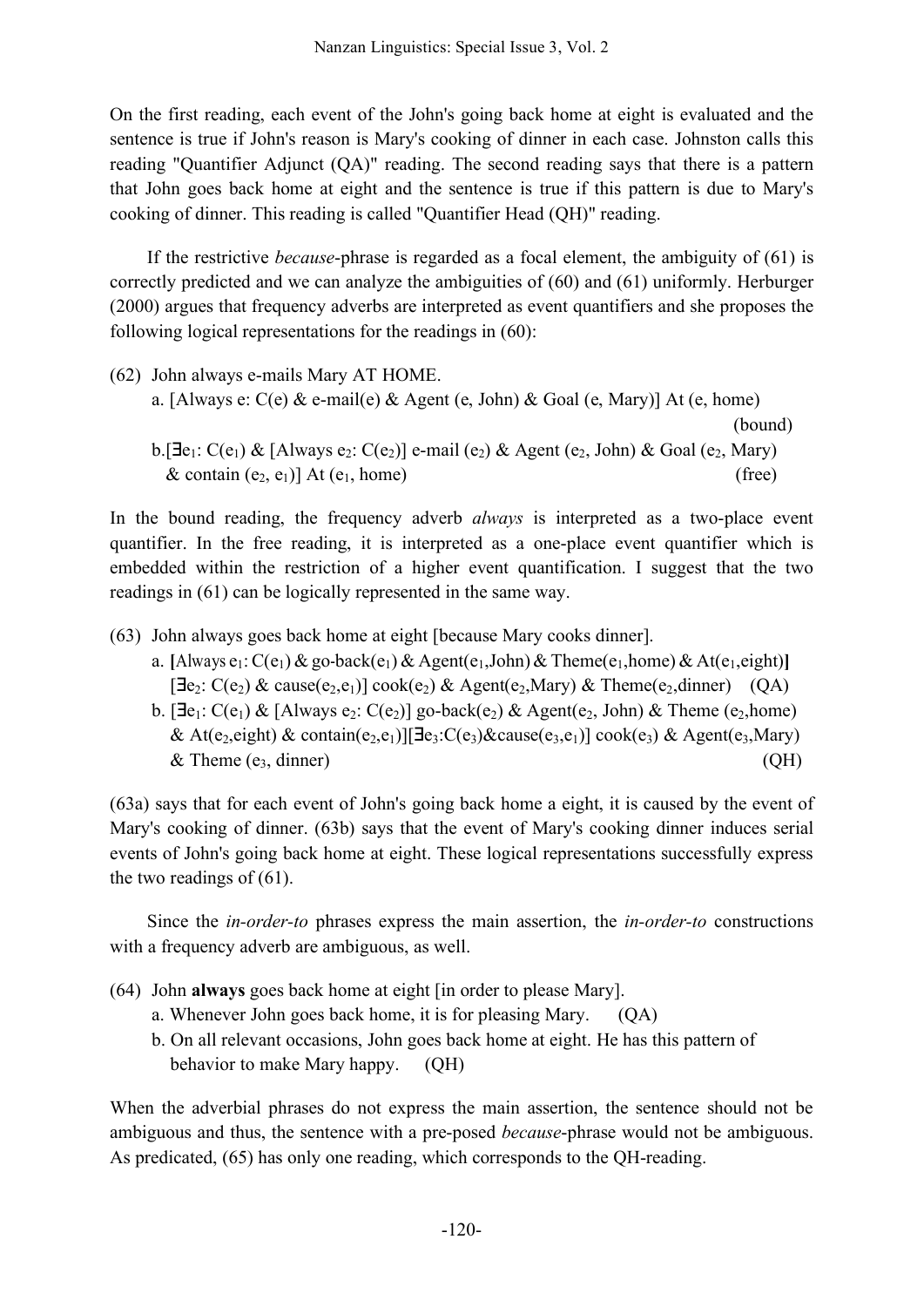On the first reading, each event of the John's going back home at eight is evaluated and the sentence is true if John's reason is Mary's cooking of dinner in each case. Johnston calls this reading "Quantifier Adjunct (QA)" reading. The second reading says that there is a pattern that John goes back home at eight and the sentence is true if this pattern is due to Mary's cooking of dinner. This reading is called "Quantifier Head (QH)" reading.

If the restrictive *because*-phrase is regarded as a focal element, the ambiguity of (61) is correctly predicted and we can analyze the ambiguities of (60) and (61) uniformly. Herburger (2000) argues that frequency adverbs are interpreted as event quantifiers and she proposes the following logical representations for the readings in (60):

(62) John always e-mails Mary AT HOME.
   a. [Always e: C(e) & e-mail(e) & Agent (e, John) & Goal (e, Mary)] At (e, home) (bound)
   b. [$\exists e_1$: $C(e_1)$ & [Always $e_2$: $C(e_2)$] e-mail ($e_2$) & Agent ($e_2$, John) & Goal ($e_2$, Mary) & contain ($e_2$, $e_1$)] At ($e_1$, home) (free)

In the bound reading, the frequency adverb *always* is interpreted as a two-place event quantifier. In the free reading, it is interpreted as a one-place event quantifier which is embedded within the restriction of a higher event quantification. I suggest that the two readings in (61) can be logically represented in the same way.

(63) John always goes back home at eight [because Mary cooks dinner].
   a. [Always $e_1$: $C(e_1)$ & go-back($e_1$) & Agent($e_1$,John) & Theme($e_1$,home) & At($e_1$,eight)] [$\exists e_2$: $C(e_2)$ & cause($e_2$,$e_1$)] cook($e_2$) & Agent($e_2$,Mary) & Theme($e_2$,dinner) (QA)
   b. [$\exists e_1$: $C(e_1)$ & [Always $e_2$: $C(e_2)$] go-back($e_2$) & Agent($e_2$, John) & Theme ($e_2$,home) & At($e_2$,eight) & contain($e_2$,$e_1$)][$\exists e_3$:$C(e_3)$&cause($e_3$,$e_1$)] cook($e_3$) & Agent($e_3$,Mary) & Theme ($e_3$, dinner) (QH)

(63a) says that for each event of John's going back home a eight, it is caused by the event of Mary's cooking of dinner. (63b) says that the event of Mary's cooking dinner induces serial events of John's going back home at eight. These logical representations successfully express the two readings of (61).

Since the *in-order-to* phrases express the main assertion, the *in-order-to* constructions with a frequency adverb are ambiguous, as well.

(64) John **always** goes back home at eight [in order to please Mary].
   a. Whenever John goes back home, it is for pleasing Mary. (QA)
   b. On all relevant occasions, John goes back home at eight. He has this pattern of behavior to make Mary happy. (QH)

When the adverbial phrases do not express the main assertion, the sentence should not be ambiguous and thus, the sentence with a pre-posed *because*-phrase would not be ambiguous. As predicated, (65) has only one reading, which corresponds to the QH-reading.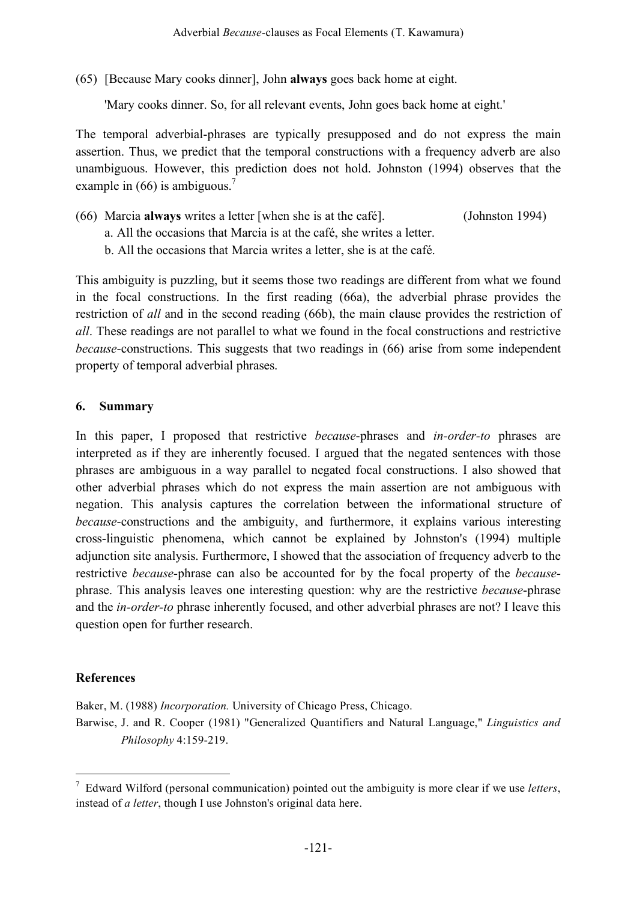(65) [Because Mary cooks dinner], John **always** goes back home at eight.

'Mary cooks dinner. So, for all relevant events, John goes back home at eight.'

The temporal adverbial-phrases are typically presupposed and do not express the main assertion. Thus, we predict that the temporal constructions with a frequency adverb are also unambiguous. However, this prediction does not hold. Johnston (1994) observes that the example in (66) is ambiguous.[7]

(66) Marcia **always** writes a letter [when she is at the café]. (Johnston 1994)
a. All the occasions that Marcia is at the café, she writes a letter.
b. All the occasions that Marcia writes a letter, she is at the café.

This ambiguity is puzzling, but it seems those two readings are different from what we found in the focal constructions. In the first reading (66a), the adverbial phrase provides the restriction of *all* and in the second reading (66b), the main clause provides the restriction of *all*. These readings are not parallel to what we found in the focal constructions and restrictive *because*-constructions. This suggests that two readings in (66) arise from some independent property of temporal adverbial phrases.

## 6. Summary

In this paper, I proposed that restrictive *because*-phrases and *in-order-to* phrases are interpreted as if they are inherently focused. I argued that the negated sentences with those phrases are ambiguous in a way parallel to negated focal constructions. I also showed that other adverbial phrases which do not express the main assertion are not ambiguous with negation. This analysis captures the correlation between the informational structure of *because*-constructions and the ambiguity, and furthermore, it explains various interesting cross-linguistic phenomena, which cannot be explained by Johnston's (1994) multiple adjunction site analysis. Furthermore, I showed that the association of frequency adverb to the restrictive *because*-phrase can also be accounted for by the focal property of the *because*-phrase. This analysis leaves one interesting question: why are the restrictive *because*-phrase and the *in-order-to* phrase inherently focused, and other adverbial phrases are not? I leave this question open for further research.

## References

Baker, M. (1988) *Incorporation.* University of Chicago Press, Chicago.

Barwise, J. and R. Cooper (1981) "Generalized Quantifiers and Natural Language," *Linguistics and Philosophy* 4:159-219.

---

[7] Edward Wilford (personal communication) pointed out the ambiguity is more clear if we use *letters*, instead of *a letter*, though I use Johnston's original data here.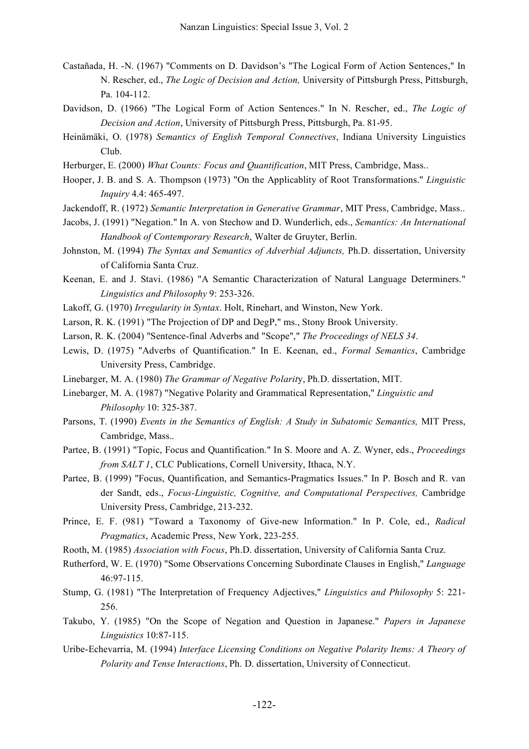Castañada, H. -N. (1967) "Comments on D. Davidson's "The Logical Form of Action Sentences," In N. Rescher, ed., *The Logic of Decision and Action,* University of Pittsburgh Press, Pittsburgh, Pa. 104-112.

Davidson, D. (1966) "The Logical Form of Action Sentences." In N. Rescher, ed., *The Logic of Decision and Action*, University of Pittsburgh Press, Pittsburgh, Pa. 81-95.

Heinämäki, O. (1978) *Semantics of English Temporal Connectives*, Indiana University Linguistics Club.

Herburger, E. (2000) *What Counts: Focus and Quantification*, MIT Press, Cambridge, Mass..

Hooper, J. B. and S. A. Thompson (1973) "On the Applicablity of Root Transformations." *Linguistic Inquiry* 4.4: 465-497.

Jackendoff, R. (1972) *Semantic Interpretation in Generative Grammar*, MIT Press, Cambridge, Mass..

Jacobs, J. (1991) "Negation." In A. von Stechow and D. Wunderlich, eds., *Semantics: An International Handbook of Contemporary Research*, Walter de Gruyter, Berlin.

Johnston, M. (1994) *The Syntax and Semantics of Adverbial Adjuncts,* Ph.D. dissertation, University of California Santa Cruz.

Keenan, E. and J. Stavi. (1986) "A Semantic Characterization of Natural Language Determiners." *Linguistics and Philosophy* 9: 253-326.

Lakoff, G. (1970) *Irregularity in Syntax*. Holt, Rinehart, and Winston, New York.

Larson, R. K. (1991) "The Projection of DP and DegP," ms., Stony Brook University.

Larson, R. K. (2004) "Sentence-final Adverbs and "Scope"," *The Proceedings of NELS 34*.

Lewis, D. (1975) "Adverbs of Quantification." In E. Keenan, ed., *Formal Semantics*, Cambridge University Press, Cambridge.

Linebarger, M. A. (1980) *The Grammar of Negative Polarity*, Ph.D. dissertation, MIT.

Linebarger, M. A. (1987) "Negative Polarity and Grammatical Representation," *Linguistic and Philosophy* 10: 325-387.

Parsons, T. (1990) *Events in the Semantics of English: A Study in Subatomic Semantics,* MIT Press, Cambridge, Mass..

Partee, B. (1991) "Topic, Focus and Quantification." In S. Moore and A. Z. Wyner, eds., *Proceedings from SALT 1*, CLC Publications, Cornell University, Ithaca, N.Y.

Partee, B. (1999) "Focus, Quantification, and Semantics-Pragmatics Issues." In P. Bosch and R. van der Sandt, eds., *Focus-Linguistic, Cognitive, and Computational Perspectives,* Cambridge University Press, Cambridge, 213-232.

Prince, E. F. (981) "Toward a Taxonomy of Give-new Information." In P. Cole, ed., *Radical Pragmatics*, Academic Press, New York, 223-255.

Rooth, M. (1985) *Association with Focus*, Ph.D. dissertation, University of California Santa Cruz.

Rutherford, W. E. (1970) "Some Observations Concerning Subordinate Clauses in English," *Language* 46:97-115.

Stump, G. (1981) "The Interpretation of Frequency Adjectives," *Linguistics and Philosophy* 5: 221-256.

Takubo, Y. (1985) "On the Scope of Negation and Question in Japanese." *Papers in Japanese Linguistics* 10:87-115.

Uribe-Echevarria, M. (1994) *Interface Licensing Conditions on Negative Polarity Items: A Theory of Polarity and Tense Interactions*, Ph. D. dissertation, University of Connecticut.